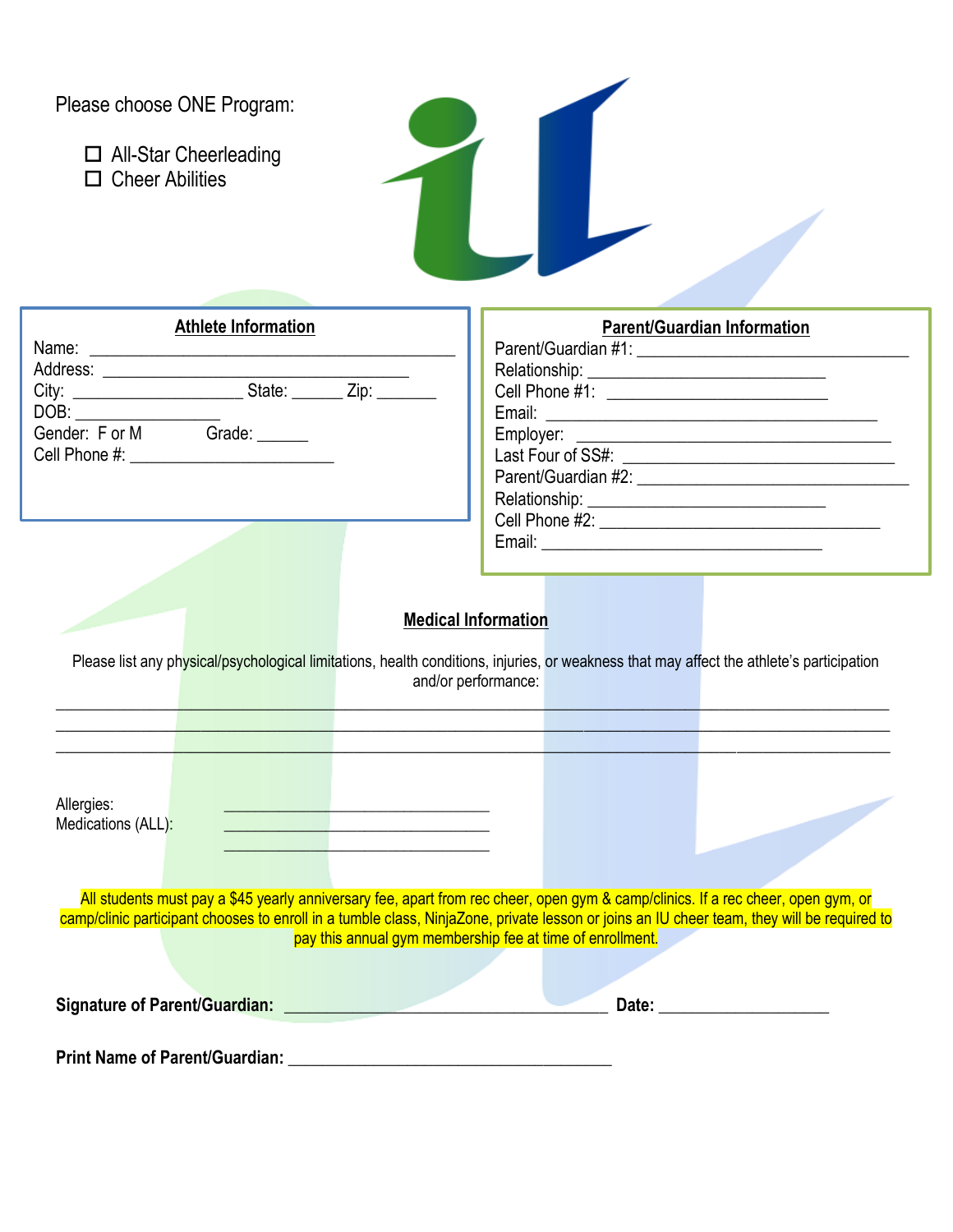Please choose ONE Program:

- ☐ All-Star Cheerleading
- ☐ Cheer Abilities

## Athlete Information

Name: ____________________________________________

Address: _____________________________________

City: ____________________ State: ______ Zip: _______

DOB: _________________

Gender: F or M Grade: ______

Cell Phone #: _________________________

## Parent/Guardian Information

Parent/Guardian #1: _________________________________

Relationship: ___________________________

Cell Phone #1: ___________________________

Email: ________________________________________

Employer: _______________________________________

Last Four of SS#: __________________________________

Parent/Guardian #2: _________________________________

Relationship: ___________________________

Cell Phone #2: __________________________________

Email: ___________________________________

## Medical Information

Please list any physical/psychological limitations, health conditions, injuries, or weakness that may affect the athlete's participation and/or performance:

______________________________________________________________________________________________

______________________________________________________________________________________________

______________________________________________________________________________________________

Allergies: _________________________________

Medications (ALL): _________________________________

_________________________________

All students must pay a $45 yearly anniversary fee, apart from rec cheer, open gym & camp/clinics. If a rec cheer, open gym, or camp/clinic participant chooses to enroll in a tumble class, NinjaZone, private lesson or joins an IU cheer team, they will be required to pay this annual gym membership fee at time of enrollment.

**Signature of Parent/Guardian:** ________________________________________ **Date:** ____________________

**Print Name of Parent/Guardian:** ________________________________________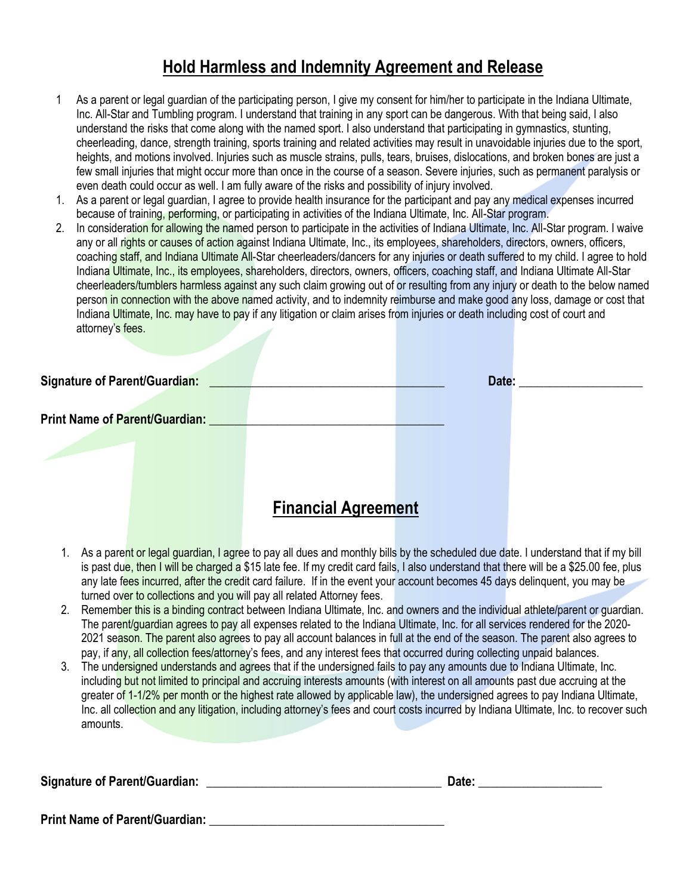## Hold Harmless and Indemnity Agreement and Release

1 As a parent or legal guardian of the participating person, I give my consent for him/her to participate in the Indiana Ultimate, Inc. All-Star and Tumbling program. I understand that training in any sport can be dangerous. With that being said, I also understand the risks that come along with the named sport. I also understand that participating in gymnastics, stunting, cheerleading, dance, strength training, sports training and related activities may result in unavoidable injuries due to the sport, heights, and motions involved. Injuries such as muscle strains, pulls, tears, bruises, dislocations, and broken bones are just a few small injuries that might occur more than once in the course of a season. Severe injuries, such as permanent paralysis or even death could occur as well. I am fully aware of the risks and possibility of injury involved.

1. As a parent or legal guardian, I agree to provide health insurance for the participant and pay any medical expenses incurred because of training, performing, or participating in activities of the Indiana Ultimate, Inc. All-Star program.
2. In consideration for allowing the named person to participate in the activities of Indiana Ultimate, Inc. All-Star program. I waive any or all rights or causes of action against Indiana Ultimate, Inc., its employees, shareholders, directors, owners, officers, coaching staff, and Indiana Ultimate All-Star cheerleaders/dancers for any injuries or death suffered to my child. I agree to hold Indiana Ultimate, Inc., its employees, shareholders, directors, owners, officers, coaching staff, and Indiana Ultimate All-Star cheerleaders/tumblers harmless against any such claim growing out of or resulting from any injury or death to the below named person in connection with the above named activity, and to indemnity reimburse and make good any loss, damage or cost that Indiana Ultimate, Inc. may have to pay if any litigation or claim arises from injuries or death including cost of court and attorney's fees.

**Signature of Parent/Guardian:** ______________________________________ **Date:** ____________________

**Print Name of Parent/Guardian:** ______________________________________

## Financial Agreement

1. As a parent or legal guardian, I agree to pay all dues and monthly bills by the scheduled due date. I understand that if my bill is past due, then I will be charged a $15 late fee. If my credit card fails, I also understand that there will be a $25.00 fee, plus any late fees incurred, after the credit card failure. If in the event your account becomes 45 days delinquent, you may be turned over to collections and you will pay all related Attorney fees.
2. Remember this is a binding contract between Indiana Ultimate, Inc. and owners and the individual athlete/parent or guardian. The parent/guardian agrees to pay all expenses related to the Indiana Ultimate, Inc. for all services rendered for the 2020-2021 season. The parent also agrees to pay all account balances in full at the end of the season. The parent also agrees to pay, if any, all collection fees/attorney's fees, and any interest fees that occurred during collecting unpaid balances.
3. The undersigned understands and agrees that if the undersigned fails to pay any amounts due to Indiana Ultimate, Inc. including but not limited to principal and accruing interests amounts (with interest on all amounts past due accruing at the greater of 1-1/2% per month or the highest rate allowed by applicable law), the undersigned agrees to pay Indiana Ultimate, Inc. all collection and any litigation, including attorney's fees and court costs incurred by Indiana Ultimate, Inc. to recover such amounts.

**Signature of Parent/Guardian:** ______________________________________ **Date:** ____________________

**Print Name of Parent/Guardian:** ______________________________________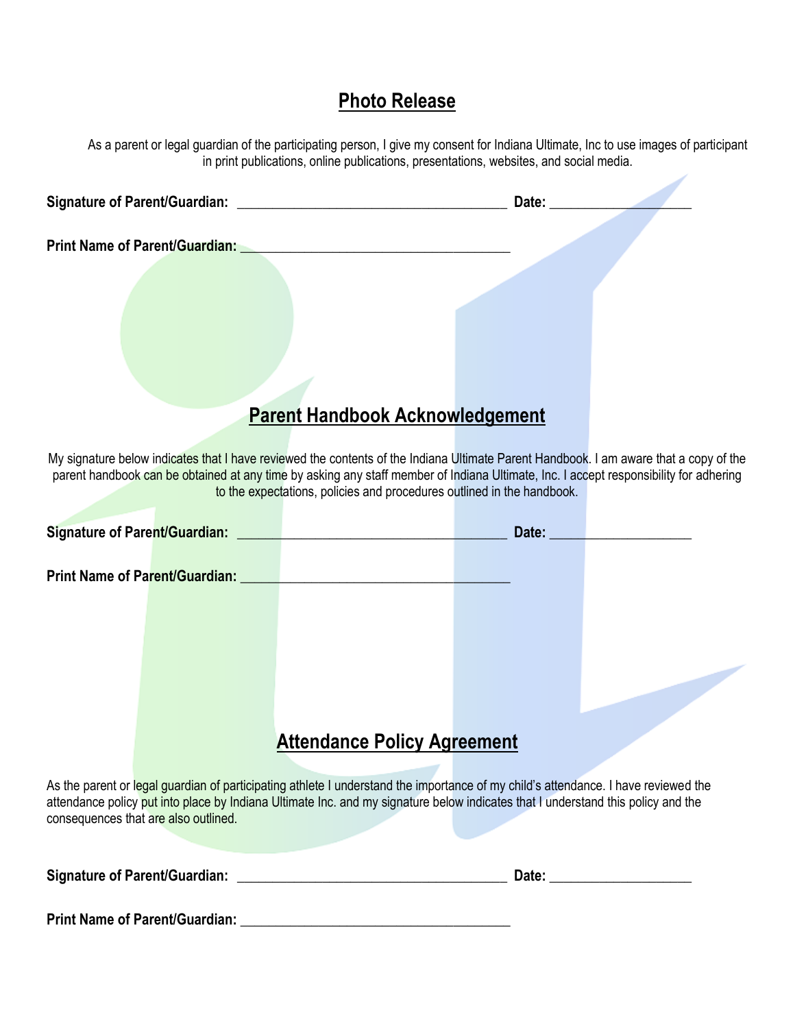## Photo Release

As a parent or legal guardian of the participating person, I give my consent for Indiana Ultimate, Inc to use images of participant in print publications, online publications, presentations, websites, and social media.

**Signature of Parent/Guardian:** ____________________________________ **Date:** __________________

**Print Name of Parent/Guardian:** ____________________________________

## Parent Handbook Acknowledgement

My signature below indicates that I have reviewed the contents of the Indiana Ultimate Parent Handbook. I am aware that a copy of the parent handbook can be obtained at any time by asking any staff member of Indiana Ultimate, Inc. I accept responsibility for adhering to the expectations, policies and procedures outlined in the handbook.

**Signature of Parent/Guardian:** ____________________________________ **Date:** __________________

**Print Name of Parent/Guardian:** ____________________________________

## Attendance Policy Agreement

As the parent or legal guardian of participating athlete I understand the importance of my child's attendance. I have reviewed the attendance policy put into place by Indiana Ultimate Inc. and my signature below indicates that I understand this policy and the consequences that are also outlined.

**Signature of Parent/Guardian:** ____________________________________ **Date:** __________________

**Print Name of Parent/Guardian:** ____________________________________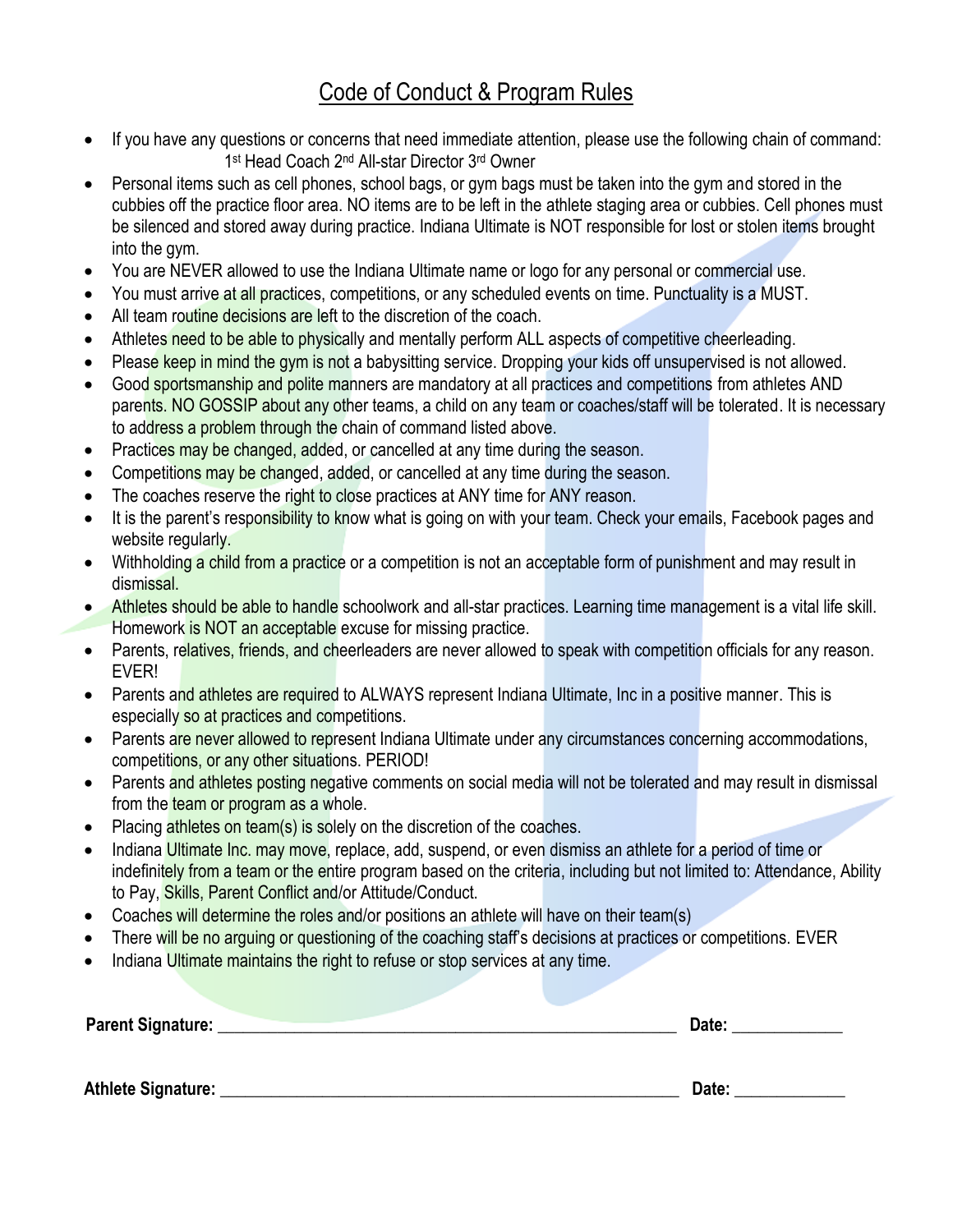# Code of Conduct & Program Rules

- If you have any questions or concerns that need immediate attention, please use the following chain of command:
  1st Head Coach 2nd All-star Director 3rd Owner
- Personal items such as cell phones, school bags, or gym bags must be taken into the gym and stored in the cubbies off the practice floor area. NO items are to be left in the athlete staging area or cubbies. Cell phones must be silenced and stored away during practice. Indiana Ultimate is NOT responsible for lost or stolen items brought into the gym.
- You are NEVER allowed to use the Indiana Ultimate name or logo for any personal or commercial use.
- You must arrive at all practices, competitions, or any scheduled events on time. Punctuality is a MUST.
- All team routine decisions are left to the discretion of the coach.
- Athletes need to be able to physically and mentally perform ALL aspects of competitive cheerleading.
- Please keep in mind the gym is not a babysitting service. Dropping your kids off unsupervised is not allowed.
- Good sportsmanship and polite manners are mandatory at all practices and competitions from athletes AND parents. NO GOSSIP about any other teams, a child on any team or coaches/staff will be tolerated. It is necessary to address a problem through the chain of command listed above.
- Practices may be changed, added, or cancelled at any time during the season.
- Competitions may be changed, added, or cancelled at any time during the season.
- The coaches reserve the right to close practices at ANY time for ANY reason.
- It is the parent's responsibility to know what is going on with your team. Check your emails, Facebook pages and website regularly.
- Withholding a child from a practice or a competition is not an acceptable form of punishment and may result in dismissal.
- Athletes should be able to handle schoolwork and all-star practices. Learning time management is a vital life skill. Homework is NOT an acceptable excuse for missing practice.
- Parents, relatives, friends, and cheerleaders are never allowed to speak with competition officials for any reason. EVER!
- Parents and athletes are required to ALWAYS represent Indiana Ultimate, Inc in a positive manner. This is especially so at practices and competitions.
- Parents are never allowed to represent Indiana Ultimate under any circumstances concerning accommodations, competitions, or any other situations. PERIOD!
- Parents and athletes posting negative comments on social media will not be tolerated and may result in dismissal from the team or program as a whole.
- Placing athletes on team(s) is solely on the discretion of the coaches.
- Indiana Ultimate Inc. may move, replace, add, suspend, or even dismiss an athlete for a period of time or indefinitely from a team or the entire program based on the criteria, including but not limited to: Attendance, Ability to Pay, Skills, Parent Conflict and/or Attitude/Conduct.
- Coaches will determine the roles and/or positions an athlete will have on their team(s)
- There will be no arguing or questioning of the coaching staff's decisions at practices or competitions. EVER
- Indiana Ultimate maintains the right to refuse or stop services at any time.

**Parent Signature:** ______________________________________________ **Date:** ____________

**Athlete Signature:** ______________________________________________ **Date:** ____________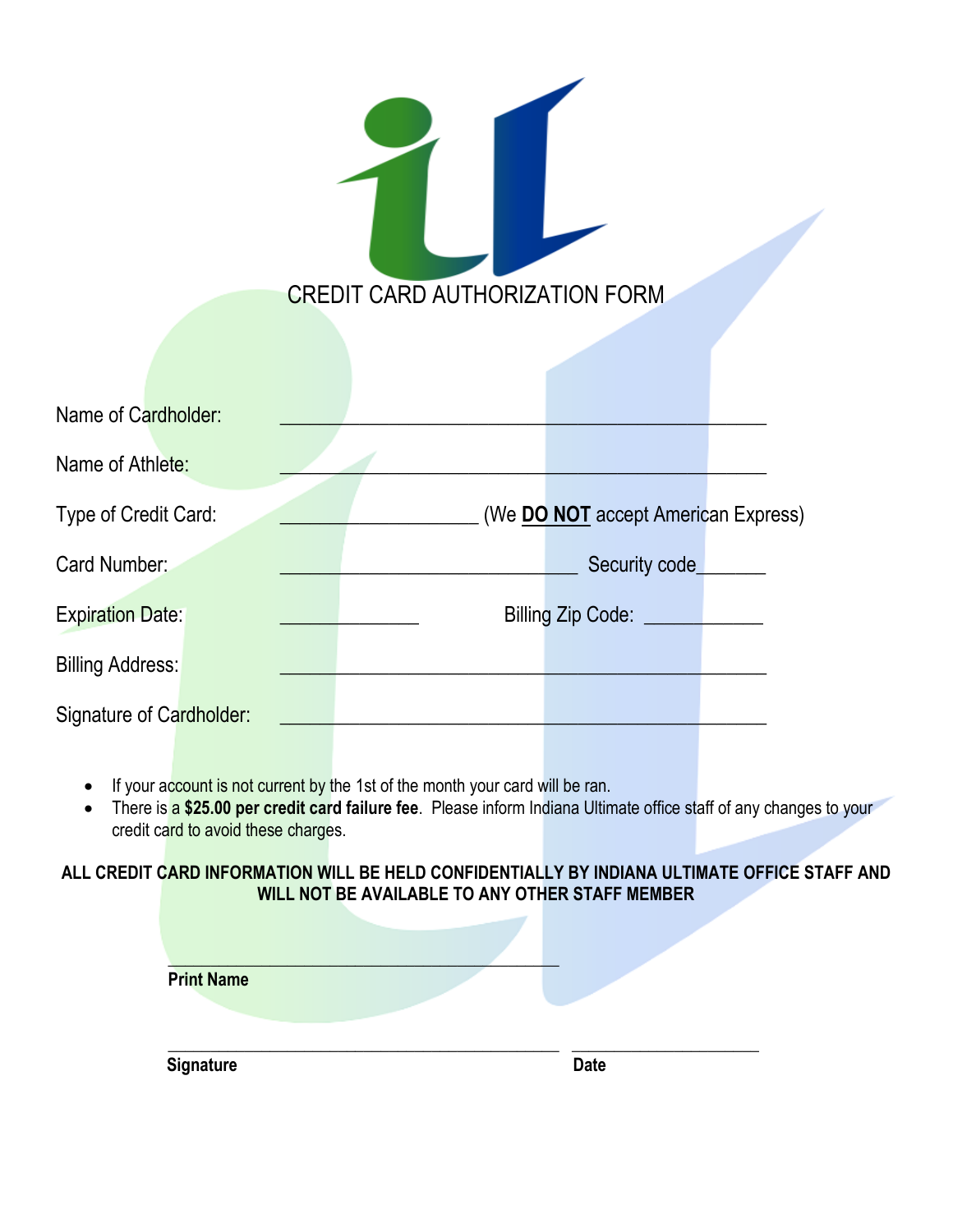# CREDIT CARD AUTHORIZATION FORM

Name of Cardholder: ______________________________________________

Name of Athlete: ______________________________________________

Type of Credit Card: ___________________ (We **<u>DO NOT</u>** accept American Express)

Card Number: ____________________________ Security code_______

Expiration Date: _____________ Billing Zip Code: ___________

Billing Address: ______________________________________________

Signature of Cardholder: ______________________________________________

- If your account is not current by the 1st of the month your card will be ran.
- There is a **$25.00 per credit card failure fee**. Please inform Indiana Ultimate office staff of any changes to your credit card to avoid these charges.

**ALL CREDIT CARD INFORMATION WILL BE HELD CONFIDENTIALLY BY INDIANA ULTIMATE OFFICE STAFF AND WILL NOT BE AVAILABLE TO ANY OTHER STAFF MEMBER**

_____________________________________________

**Print Name**

_____________________________________________ ____________________

**Signature** **Date**